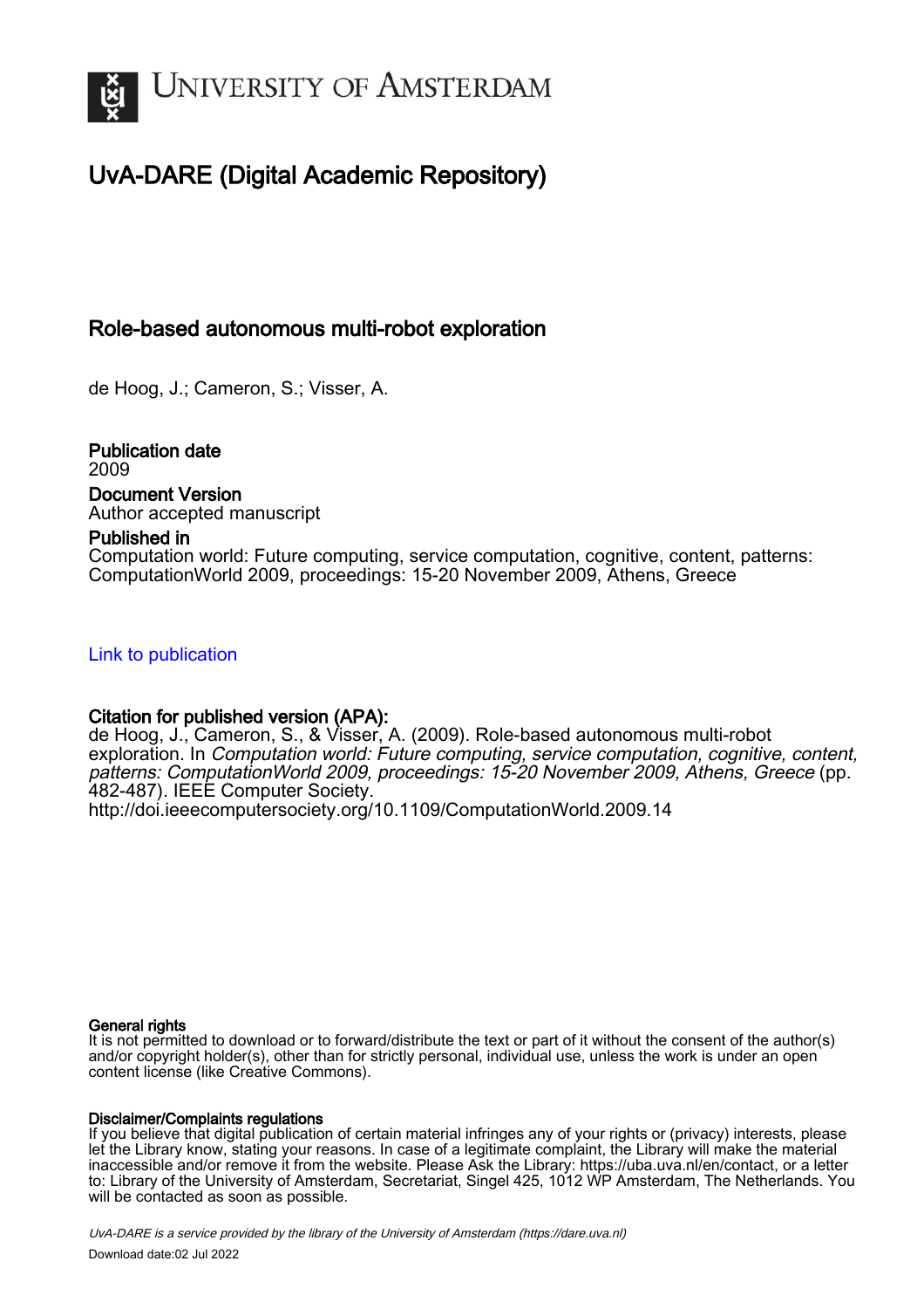# University of Amsterdam

## UvA-DARE (Digital Academic Repository)

### Role-based autonomous multi-robot exploration

de Hoog, J.; Cameron, S.; Visser, A.

**Publication date**
2009

**Document Version**
Author accepted manuscript

**Published in**
Computation world: Future computing, service computation, cognitive, content, patterns: ComputationWorld 2009, proceedings: 15-20 November 2009, Athens, Greece

Link to publication

**Citation for published version (APA):**
de Hoog, J., Cameron, S., & Visser, A. (2009). Role-based autonomous multi-robot exploration. In *Computation world: Future computing, service computation, cognitive, content, patterns: ComputationWorld 2009, proceedings: 15-20 November 2009, Athens, Greece* (pp. 482-487). IEEE Computer Society.
http://doi.ieeecomputersociety.org/10.1109/ComputationWorld.2009.14

**General rights**
It is not permitted to download or to forward/distribute the text or part of it without the consent of the author(s) and/or copyright holder(s), other than for strictly personal, individual use, unless the work is under an open content license (like Creative Commons).

**Disclaimer/Complaints regulations**
If you believe that digital publication of certain material infringes any of your rights or (privacy) interests, please let the Library know, stating your reasons. In case of a legitimate complaint, the Library will make the material inaccessible and/or remove it from the website. Please Ask the Library: https://uba.uva.nl/en/contact, or a letter to: Library of the University of Amsterdam, Secretariat, Singel 425, 1012 WP Amsterdam, The Netherlands. You will be contacted as soon as possible.

*UvA-DARE is a service provided by the library of the University of Amsterdam (https://dare.uva.nl)*

Download date:02 Jul 2022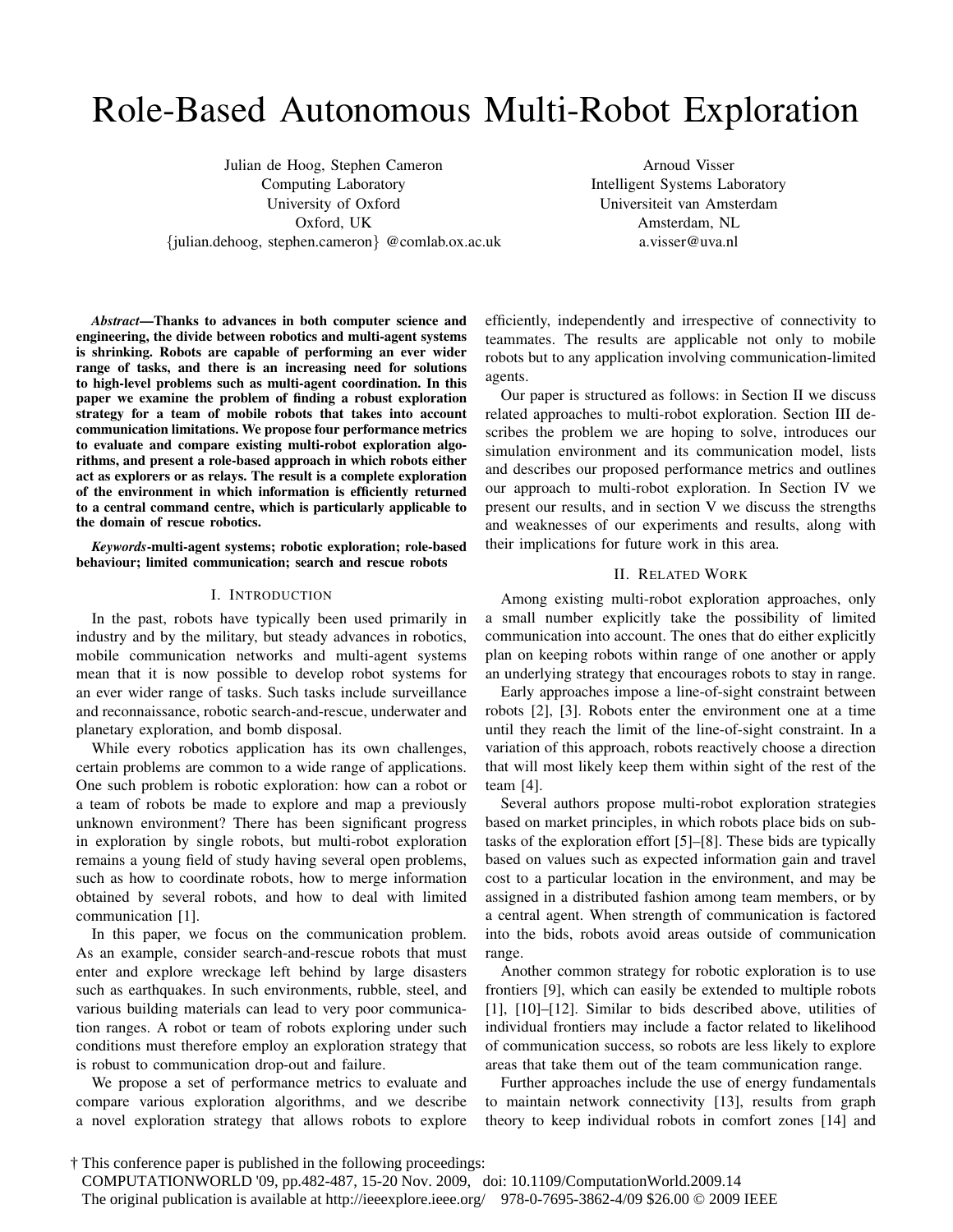# Role-Based Autonomous Multi-Robot Exploration

Julian de Hoog, Stephen Cameron
Computing Laboratory
University of Oxford
Oxford, UK
{julian.dehoog, stephen.cameron} @comlab.ox.ac.uk

Arnoud Visser
Intelligent Systems Laboratory
Universiteit van Amsterdam
Amsterdam, NL
a.visser@uva.nl

***Abstract*—Thanks to advances in both computer science and engineering, the divide between robotics and multi-agent systems is shrinking. Robots are capable of performing an ever wider range of tasks, and there is an increasing need for solutions to high-level problems such as multi-agent coordination. In this paper we examine the problem of finding a robust exploration strategy for a team of mobile robots that takes into account communication limitations. We propose four performance metrics to evaluate and compare existing multi-robot exploration algorithms, and present a role-based approach in which robots either act as explorers or as relays. The result is a complete exploration of the environment in which information is efficiently returned to a central command centre, which is particularly applicable to the domain of rescue robotics.**

***Keywords*-multi-agent systems; robotic exploration; role-based behaviour; limited communication; search and rescue robots**

## I. Introduction

In the past, robots have typically been used primarily in industry and by the military, but steady advances in robotics, mobile communication networks and multi-agent systems mean that it is now possible to develop robot systems for an ever wider range of tasks. Such tasks include surveillance and reconnaissance, robotic search-and-rescue, underwater and planetary exploration, and bomb disposal.

While every robotics application has its own challenges, certain problems are common to a wide range of applications. One such problem is robotic exploration: how can a robot or a team of robots be made to explore and map a previously unknown environment? There has been significant progress in exploration by single robots, but multi-robot exploration remains a young field of study having several open problems, such as how to coordinate robots, how to merge information obtained by several robots, and how to deal with limited communication [1].

In this paper, we focus on the communication problem. As an example, consider search-and-rescue robots that must enter and explore wreckage left behind by large disasters such as earthquakes. In such environments, rubble, steel, and various building materials can lead to very poor communication ranges. A robot or team of robots exploring under such conditions must therefore employ an exploration strategy that is robust to communication drop-out and failure.

We propose a set of performance metrics to evaluate and compare various exploration algorithms, and we describe a novel exploration strategy that allows robots to explore efficiently, independently and irrespective of connectivity to teammates. The results are applicable not only to mobile robots but to any application involving communication-limited agents.

Our paper is structured as follows: in Section II we discuss related approaches to multi-robot exploration. Section III describes the problem we are hoping to solve, introduces our simulation environment and its communication model, lists and describes our proposed performance metrics and outlines our approach to multi-robot exploration. In Section IV we present our results, and in section V we discuss the strengths and weaknesses of our experiments and results, along with their implications for future work in this area.

## II. Related Work

Among existing multi-robot exploration approaches, only a small number explicitly take the possibility of limited communication into account. The ones that do either explicitly plan on keeping robots within range of one another or apply an underlying strategy that encourages robots to stay in range.

Early approaches impose a line-of-sight constraint between robots [2], [3]. Robots enter the environment one at a time until they reach the limit of the line-of-sight constraint. In a variation of this approach, robots reactively choose a direction that will most likely keep them within sight of the rest of the team [4].

Several authors propose multi-robot exploration strategies based on market principles, in which robots place bids on subtasks of the exploration effort [5]–[8]. These bids are typically based on values such as expected information gain and travel cost to a particular location in the environment, and may be assigned in a distributed fashion among team members, or by a central agent. When strength of communication is factored into the bids, robots avoid areas outside of communication range.

Another common strategy for robotic exploration is to use frontiers [9], which can easily be extended to multiple robots [1], [10]–[12]. Similar to bids described above, utilities of individual frontiers may include a factor related to likelihood of communication success, so robots are less likely to explore areas that take them out of the team communication range.

Further approaches include the use of energy fundamentals to maintain network connectivity [13], results from graph theory to keep individual robots in comfort zones [14] and

† This conference paper is published in the following proceedings:
COMPUTATIONWORLD '09, pp.482-487, 15-20 Nov. 2009, doi: 10.1109/ComputationWorld.2009.14
The original publication is available at http://ieeexplore.ieee.org/ 978-0-7695-3862-4/09 $26.00 © 2009 IEEE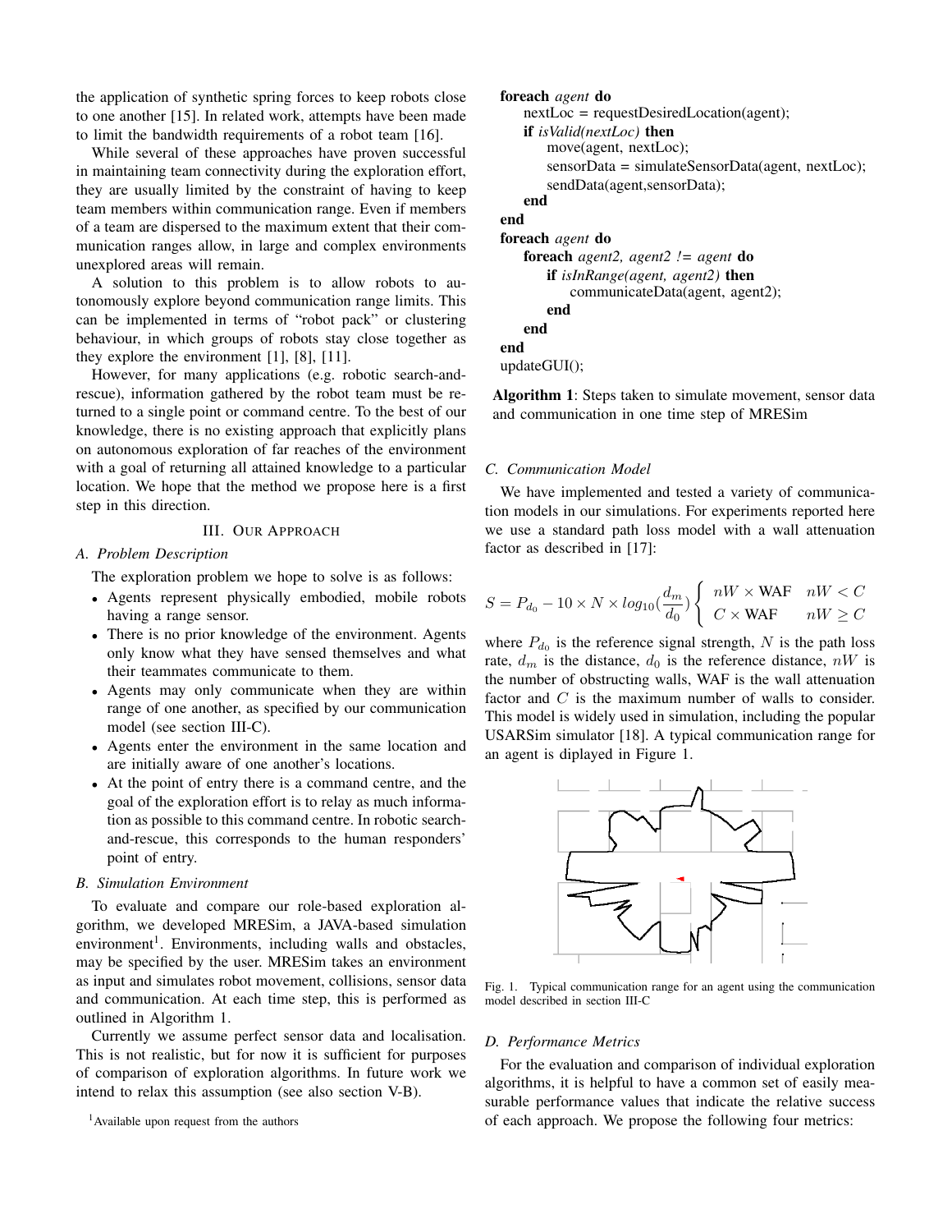the application of synthetic spring forces to keep robots close to one another [15]. In related work, attempts have been made to limit the bandwidth requirements of a robot team [16].

While several of these approaches have proven successful in maintaining team connectivity during the exploration effort, they are usually limited by the constraint of having to keep team members within communication range. Even if members of a team are dispersed to the maximum extent that their communication ranges allow, in large and complex environments unexplored areas will remain.

A solution to this problem is to allow robots to autonomously explore beyond communication range limits. This can be implemented in terms of "robot pack" or clustering behaviour, in which groups of robots stay close together as they explore the environment [1], [8], [11].

However, for many applications (e.g. robotic search-and-rescue), information gathered by the robot team must be returned to a single point or command centre. To the best of our knowledge, there is no existing approach that explicitly plans on autonomous exploration of far reaches of the environment with a goal of returning all attained knowledge to a particular location. We hope that the method we propose here is a first step in this direction.

## III. Our Approach

### A. Problem Description

The exploration problem we hope to solve is as follows:

- Agents represent physically embodied, mobile robots having a range sensor.
- There is no prior knowledge of the environment. Agents only know what they have sensed themselves and what their teammates communicate to them.
- Agents may only communicate when they are within range of one another, as specified by our communication model (see section III-C).
- Agents enter the environment in the same location and are initially aware of one another's locations.
- At the point of entry there is a command centre, and the goal of the exploration effort is to relay as much information as possible to this command centre. In robotic search-and-rescue, this corresponds to the human responders' point of entry.

### B. Simulation Environment

To evaluate and compare our role-based exploration algorithm, we developed MRESim, a JAVA-based simulation environment[1]. Environments, including walls and obstacles, may be specified by the user. MRESim takes an environment as input and simulates robot movement, collisions, sensor data and communication. At each time step, this is performed as outlined in Algorithm 1.

Currently we assume perfect sensor data and localisation. This is not realistic, but for now it is sufficient for purposes of comparison of exploration algorithms. In future work we intend to relax this assumption (see also section V-B).

[1] Available upon request from the authors

```
foreach agent do
    nextLoc = requestDesiredLocation(agent);
    if isValid(nextLoc) then
        move(agent, nextLoc);
        sensorData = simulateSensorData(agent, nextLoc);
        sendData(agent,sensorData);
    end
end
foreach agent do
    foreach agent2, agent2 != agent do
        if isInRange(agent, agent2) then
            communicateData(agent, agent2);
        end
    end
end
updateGUI();
```

**Algorithm 1**: Steps taken to simulate movement, sensor data and communication in one time step of MRESim

### C. Communication Model

We have implemented and tested a variety of communication models in our simulations. For experiments reported here we use a standard path loss model with a wall attenuation factor as described in [17]:

$$S = P_{d_0} - 10 \times N \times log_{10}(\frac{d_m}{d_0}) \begin{cases} nW \times \text{WAF} & nW < C \\ C \times \text{WAF} & nW \geq C \end{cases}$$

where $P_{d_0}$ is the reference signal strength, $N$ is the path loss rate, $d_m$ is the distance, $d_0$ is the reference distance, $nW$ is the number of obstructing walls, WAF is the wall attenuation factor and $C$ is the maximum number of walls to consider. This model is widely used in simulation, including the popular USARSim simulator [18]. A typical communication range for an agent is diplayed in Figure 1.

Fig. 1. Typical communication range for an agent using the communication model described in section III-C

### D. Performance Metrics

For the evaluation and comparison of individual exploration algorithms, it is helpful to have a common set of easily measurable performance values that indicate the relative success of each approach. We propose the following four metrics: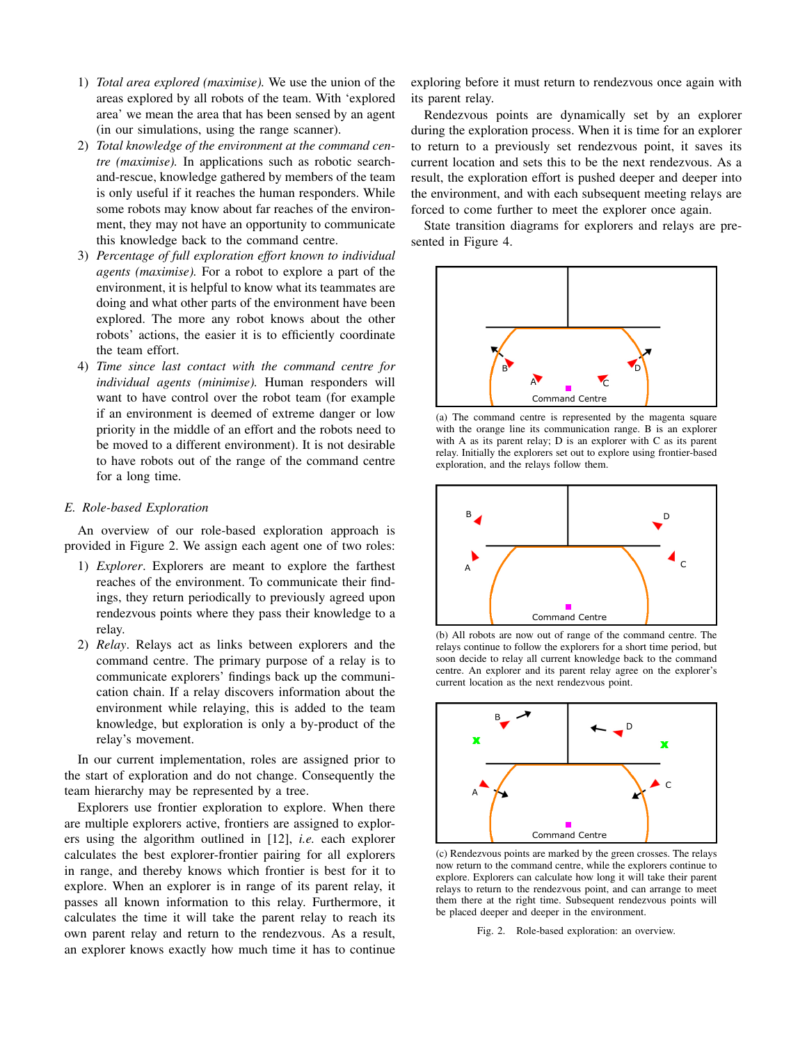1) *Total area explored (maximise).* We use the union of the areas explored by all robots of the team. With 'explored area' we mean the area that has been sensed by an agent (in our simulations, using the range scanner).
2) *Total knowledge of the environment at the command centre (maximise).* In applications such as robotic search-and-rescue, knowledge gathered by members of the team is only useful if it reaches the human responders. While some robots may know about far reaches of the environment, they may not have an opportunity to communicate this knowledge back to the command centre.
3) *Percentage of full exploration effort known to individual agents (maximise).* For a robot to explore a part of the environment, it is helpful to know what its teammates are doing and what other parts of the environment have been explored. The more any robot knows about the other robots' actions, the easier it is to efficiently coordinate the team effort.
4) *Time since last contact with the command centre for individual agents (minimise).* Human responders will want to have control over the robot team (for example if an environment is deemed of extreme danger or low priority in the middle of an effort and the robots need to be moved to a different environment). It is not desirable to have robots out of the range of the command centre for a long time.

### E. Role-based Exploration

An overview of our role-based exploration approach is provided in Figure 2. We assign each agent one of two roles:

1) *Explorer*. Explorers are meant to explore the farthest reaches of the environment. To communicate their findings, they return periodically to previously agreed upon rendezvous points where they pass their knowledge to a relay.
2) *Relay*. Relays act as links between explorers and the command centre. The primary purpose of a relay is to communicate explorers' findings back up the communication chain. If a relay discovers information about the environment while relaying, this is added to the team knowledge, but exploration is only a by-product of the relay's movement.

In our current implementation, roles are assigned prior to the start of exploration and do not change. Consequently the team hierarchy may be represented by a tree.

Explorers use frontier exploration to explore. When there are multiple explorers active, frontiers are assigned to explorers using the algorithm outlined in [12], *i.e.* each explorer calculates the best explorer-frontier pairing for all explorers in range, and thereby knows which frontier is best for it to explore. When an explorer is in range of its parent relay, it passes all known information to this relay. Furthermore, it calculates the time it will take the parent relay to reach its own parent relay and return to the rendezvous. As a result, an explorer knows exactly how much time it has to continue exploring before it must return to rendezvous once again with its parent relay.

Rendezvous points are dynamically set by an explorer during the exploration process. When it is time for an explorer to return to a previously set rendezvous point, it saves its current location and sets this to be the next rendezvous. As a result, the exploration effort is pushed deeper and deeper into the environment, and with each subsequent meeting relays are forced to come further to meet the explorer once again.

State transition diagrams for explorers and relays are presented in Figure 4.

B
A
C
D
Command Centre

(a) The command centre is represented by the magenta square with the orange line its communication range. B is an explorer with A as its parent relay; D is an explorer with C as its parent relay. Initially the explorers set out to explore using frontier-based exploration, and the relays follow them.

B
D
A
C
Command Centre

(b) All robots are now out of range of the command centre. The relays continue to follow the explorers for a short time period, but soon decide to relay all current knowledge back to the command centre. An explorer and its parent relay agree on the explorer's current location as the next rendezvous point.

B
D
A
C
Command Centre

(c) Rendezvous points are marked by the green crosses. The relays now return to the command centre, while the explorers continue to explore. Explorers can calculate how long it will take their parent relays to return to the rendezvous point, and can arrange to meet them there at the right time. Subsequent rendezvous points will be placed deeper and deeper in the environment.

Fig. 2. Role-based exploration: an overview.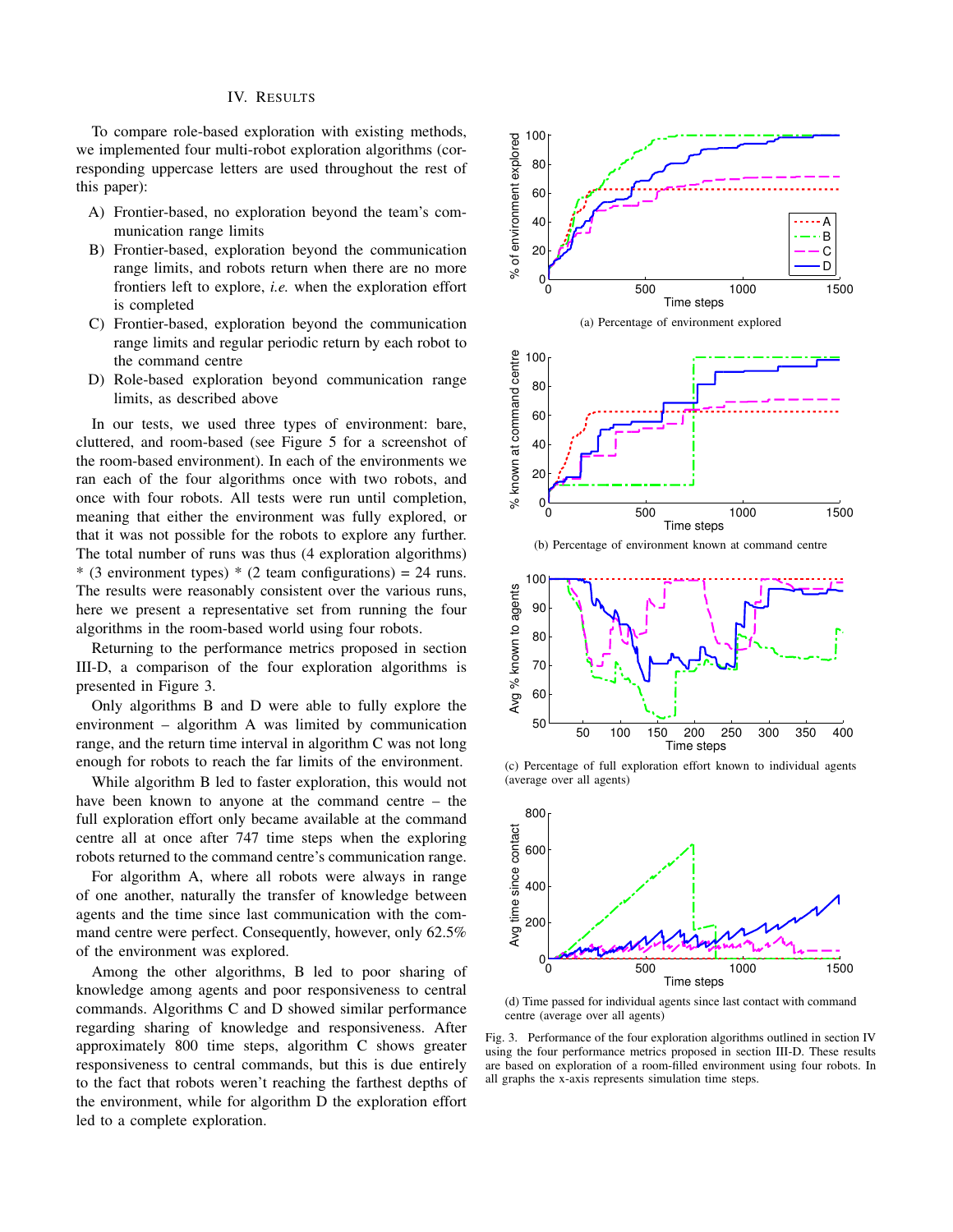## IV. RESULTS

To compare role-based exploration with existing methods, we implemented four multi-robot exploration algorithms (corresponding uppercase letters are used throughout the rest of this paper):

A) Frontier-based, no exploration beyond the team's communication range limits
B) Frontier-based, exploration beyond the communication range limits, and robots return when there are no more frontiers left to explore, *i.e.* when the exploration effort is completed
C) Frontier-based, exploration beyond the communication range limits and regular periodic return by each robot to the command centre
D) Role-based exploration beyond communication range limits, as described above

In our tests, we used three types of environment: bare, cluttered, and room-based (see Figure 5 for a screenshot of the room-based environment). In each of the environments we ran each of the four algorithms once with two robots, and once with four robots. All tests were run until completion, meaning that either the environment was fully explored, or that it was not possible for the robots to explore any further. The total number of runs was thus (4 exploration algorithms) * (3 environment types) * (2 team configurations) = 24 runs. The results were reasonably consistent over the various runs, here we present a representative set from running the four algorithms in the room-based world using four robots.

Returning to the performance metrics proposed in section III-D, a comparison of the four exploration algorithms is presented in Figure 3.

Only algorithms B and D were able to fully explore the environment – algorithm A was limited by communication range, and the return time interval in algorithm C was not long enough for robots to reach the far limits of the environment.

While algorithm B led to faster exploration, this would not have been known to anyone at the command centre – the full exploration effort only became available at the command centre all at once after 747 time steps when the exploring robots returned to the command centre's communication range.

For algorithm A, where all robots were always in range of one another, naturally the transfer of knowledge between agents and the time since last communication with the command centre were perfect. Consequently, however, only 62.5% of the environment was explored.

Among the other algorithms, B led to poor sharing of knowledge among agents and poor responsiveness to central commands. Algorithms C and D showed similar performance regarding sharing of knowledge and responsiveness. After approximately 800 time steps, algorithm C shows greater responsiveness to central commands, but this is due entirely to the fact that robots weren't reaching the farthest depths of the environment, while for algorithm D the exploration effort led to a complete exploration.

(a) Percentage of environment explored

(b) Percentage of environment known at command centre

(c) Percentage of full exploration effort known to individual agents (average over all agents)

(d) Time passed for individual agents since last contact with command centre (average over all agents)

Fig. 3. Performance of the four exploration algorithms outlined in section IV using the four performance metrics proposed in section III-D. These results are based on exploration of a room-filled environment using four robots. In all graphs the x-axis represents simulation time steps.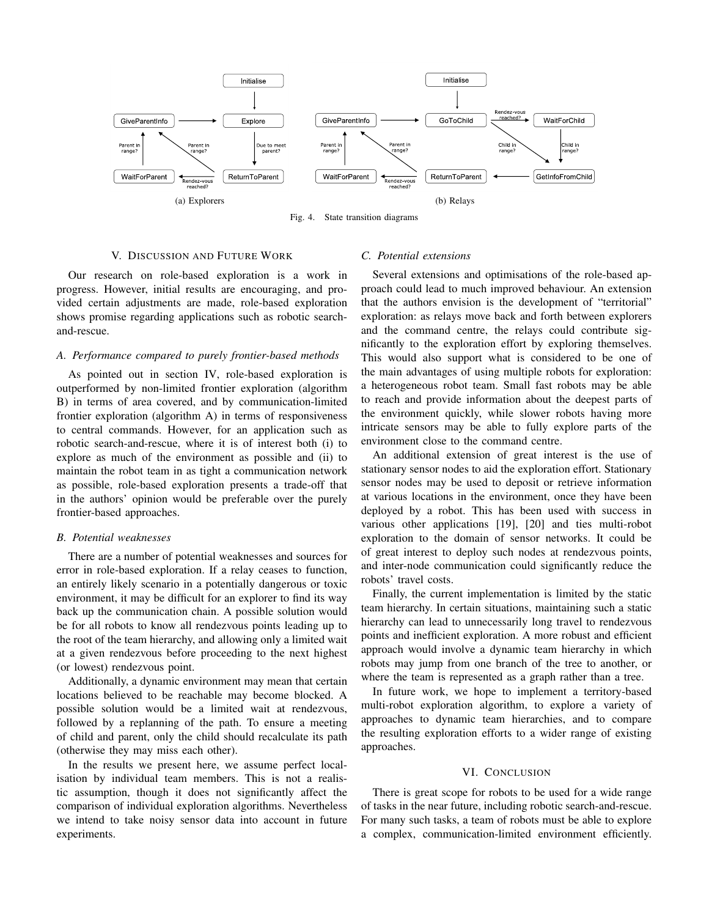Initialise
GiveParentInfo
Explore
Parent in range?
Parent in range?
Due to meet parent?
WaitForParent
Rendez-vous reached?
ReturnToParent

(a) Explorers

Initialise
GiveParentInfo
GoToChild
Rendez-vous reached?
WaitForChild
Parent in range?
Parent in range?
Child in range?
Child in range?
WaitForParent
Rendez-vous reached?
ReturnToParent
GetInfoFromChild

(b) Relays

Fig. 4. State transition diagrams

## V. Discussion and Future Work

Our research on role-based exploration is a work in progress. However, initial results are encouraging, and provided certain adjustments are made, role-based exploration shows promise regarding applications such as robotic search-and-rescue.

### A. Performance compared to purely frontier-based methods

As pointed out in section IV, role-based exploration is outperformed by non-limited frontier exploration (algorithm B) in terms of area covered, and by communication-limited frontier exploration (algorithm A) in terms of responsiveness to central commands. However, for an application such as robotic search-and-rescue, where it is of interest both (i) to explore as much of the environment as possible and (ii) to maintain the robot team in as tight a communication network as possible, role-based exploration presents a trade-off that in the authors' opinion would be preferable over the purely frontier-based approaches.

### B. Potential weaknesses

There are a number of potential weaknesses and sources for error in role-based exploration. If a relay ceases to function, an entirely likely scenario in a potentially dangerous or toxic environment, it may be difficult for an explorer to find its way back up the communication chain. A possible solution would be for all robots to know all rendezvous points leading up to the root of the team hierarchy, and allowing only a limited wait at a given rendezvous before proceeding to the next highest (or lowest) rendezvous point.

Additionally, a dynamic environment may mean that certain locations believed to be reachable may become blocked. A possible solution would be a limited wait at rendezvous, followed by a replanning of the path. To ensure a meeting of child and parent, only the child should recalculate its path (otherwise they may miss each other).

In the results we present here, we assume perfect localisation by individual team members. This is not a realistic assumption, though it does not significantly affect the comparison of individual exploration algorithms. Nevertheless we intend to take noisy sensor data into account in future experiments.

### C. Potential extensions

Several extensions and optimisations of the role-based approach could lead to much improved behaviour. An extension that the authors envision is the development of "territorial" exploration: as relays move back and forth between explorers and the command centre, the relays could contribute significantly to the exploration effort by exploring themselves. This would also support what is considered to be one of the main advantages of using multiple robots for exploration: a heterogeneous robot team. Small fast robots may be able to reach and provide information about the deepest parts of the environment quickly, while slower robots having more intricate sensors may be able to fully explore parts of the environment close to the command centre.

An additional extension of great interest is the use of stationary sensor nodes to aid the exploration effort. Stationary sensor nodes may be used to deposit or retrieve information at various locations in the environment, once they have been deployed by a robot. This has been used with success in various other applications [19], [20] and ties multi-robot exploration to the domain of sensor networks. It could be of great interest to deploy such nodes at rendezvous points, and inter-node communication could significantly reduce the robots' travel costs.

Finally, the current implementation is limited by the static team hierarchy. In certain situations, maintaining such a static hierarchy can lead to unnecessarily long travel to rendezvous points and inefficient exploration. A more robust and efficient approach would involve a dynamic team hierarchy in which robots may jump from one branch of the tree to another, or where the team is represented as a graph rather than a tree.

In future work, we hope to implement a territory-based multi-robot exploration algorithm, to explore a variety of approaches to dynamic team hierarchies, and to compare the resulting exploration efforts to a wider range of existing approaches.

## VI. Conclusion

There is great scope for robots to be used for a wide range of tasks in the near future, including robotic search-and-rescue. For many such tasks, a team of robots must be able to explore a complex, communication-limited environment efficiently.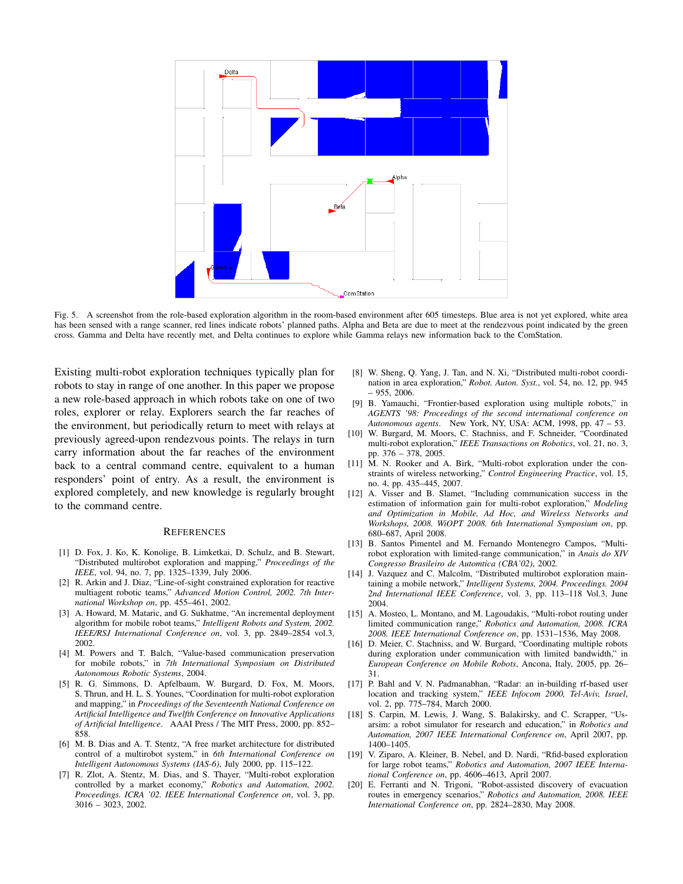Delta

Alpha

Beta

Gamma

ComStation

Fig. 5. A screenshot from the role-based exploration algorithm in the room-based environment after 605 timesteps. Blue area is not yet explored, white area has been sensed with a range scanner, red lines indicate robots' planned paths. Alpha and Beta are due to meet at the rendezvous point indicated by the green cross. Gamma and Delta have recently met, and Delta continues to explore while Gamma relays new information back to the ComStation.

Existing multi-robot exploration techniques typically plan for robots to stay in range of one another. In this paper we propose a new role-based approach in which robots take on one of two roles, explorer or relay. Explorers search the far reaches of the environment, but periodically return to meet with relays at previously agreed-upon rendezvous points. The relays in turn carry information about the far reaches of the environment back to a central command centre, equivalent to a human responders' point of entry. As a result, the environment is explored completely, and new knowledge is regularly brought to the command centre.

## References

[1] D. Fox, J. Ko, K. Konolige, B. Limketkai, D. Schulz, and B. Stewart, "Distributed multirobot exploration and mapping," *Proceedings of the IEEE*, vol. 94, no. 7, pp. 1325–1339, July 2006.

[2] R. Arkin and J. Diaz, "Line-of-sight constrained exploration for reactive multiagent robotic teams," *Advanced Motion Control, 2002. 7th International Workshop on*, pp. 455–461, 2002.

[3] A. Howard, M. Mataric, and G. Sukhatme, "An incremental deployment algorithm for mobile robot teams," *Intelligent Robots and System, 2002. IEEE/RSJ International Conference on*, vol. 3, pp. 2849–2854 vol.3, 2002.

[4] M. Powers and T. Balch, "Value-based communication preservation for mobile robots," in *7th International Symposium on Distributed Autonomous Robotic Systems*, 2004.

[5] R. G. Simmons, D. Apfelbaum, W. Burgard, D. Fox, M. Moors, S. Thrun, and H. L. S. Younes, "Coordination for multi-robot exploration and mapping," in *Proceedings of the Seventeenth National Conference on Artificial Intelligence and Twelfth Conference on Innovative Applications of Artificial Intelligence*. AAAI Press / The MIT Press, 2000, pp. 852–858.

[6] M. B. Dias and A. T. Stentz, "A free market architecture for distributed control of a multirobot system," in *6th International Conference on Intelligent Autonomous Systems (IAS-6)*, July 2000, pp. 115–122.

[7] R. Zlot, A. Stentz, M. Dias, and S. Thayer, "Multi-robot exploration controlled by a market economy," *Robotics and Automation, 2002. Proceedings. ICRA '02. IEEE International Conference on*, vol. 3, pp. 3016 – 3023, 2002.

[8] W. Sheng, Q. Yang, J. Tan, and N. Xi, "Distributed multi-robot coordination in area exploration," *Robot. Auton. Syst.*, vol. 54, no. 12, pp. 945 – 955, 2006.

[9] B. Yamauchi, "Frontier-based exploration using multiple robots," in *AGENTS '98: Proceedings of the second international conference on Autonomous agents*. New York, NY, USA: ACM, 1998, pp. 47 – 53.

[10] W. Burgard, M. Moors, C. Stachniss, and F. Schneider, "Coordinated multi-robot exploration," *IEEE Transactions on Robotics*, vol. 21, no. 3, pp. 376 – 378, 2005.

[11] M. N. Rooker and A. Birk, "Multi-robot exploration under the constraints of wireless networking," *Control Engineering Practice*, vol. 15, no. 4, pp. 435–445, 2007.

[12] A. Visser and B. Slamet, "Including communication success in the estimation of information gain for multi-robot exploration," *Modeling and Optimization in Mobile, Ad Hoc, and Wireless Networks and Workshops, 2008. WiOPT 2008. 6th International Symposium on*, pp. 680–687, April 2008.

[13] B. Santos Pimentel and M. Fernando Montenegro Campos, "Multi-robot exploration with limited-range communication," in *Anais do XIV Congresso Brasileiro de Automtica (CBA'02)*, 2002.

[14] J. Vazquez and C. Malcolm, "Distributed multirobot exploration maintaining a mobile network," *Intelligent Systems, 2004. Proceedings. 2004 2nd International IEEE Conference*, vol. 3, pp. 113–118 Vol.3, June 2004.

[15] A. Mosteo, L. Montano, and M. Lagoudakis, "Multi-robot routing under limited communication range," *Robotics and Automation, 2008. ICRA 2008. IEEE International Conference on*, pp. 1531–1536, May 2008.

[16] D. Meier, C. Stachniss, and W. Burgard, "Coordinating multiple robots during exploration under communication with limited bandwidth," in *European Conference on Mobile Robots*, Ancona, Italy, 2005, pp. 26–31.

[17] P. Bahl and V. N. Padmanabhan, "Radar: an in-building rf-based user location and tracking system," *IEEE Infocom 2000, Tel-Aviv, Israel*, vol. 2, pp. 775–784, March 2000.

[18] S. Carpin, M. Lewis, J. Wang, S. Balakirsky, and C. Scrapper, "Usarsim: a robot simulator for research and education," in *Robotics and Automation, 2007 IEEE International Conference on*, April 2007, pp. 1400–1405.

[19] V. Ziparo, A. Kleiner, B. Nebel, and D. Nardi, "Rfid-based exploration for large robot teams," *Robotics and Automation, 2007 IEEE International Conference on*, pp. 4606–4613, April 2007.

[20] E. Ferranti and N. Trigoni, "Robot-assisted discovery of evacuation routes in emergency scenarios," *Robotics and Automation, 2008. IEEE International Conference on*, pp. 2824–2830, May 2008.